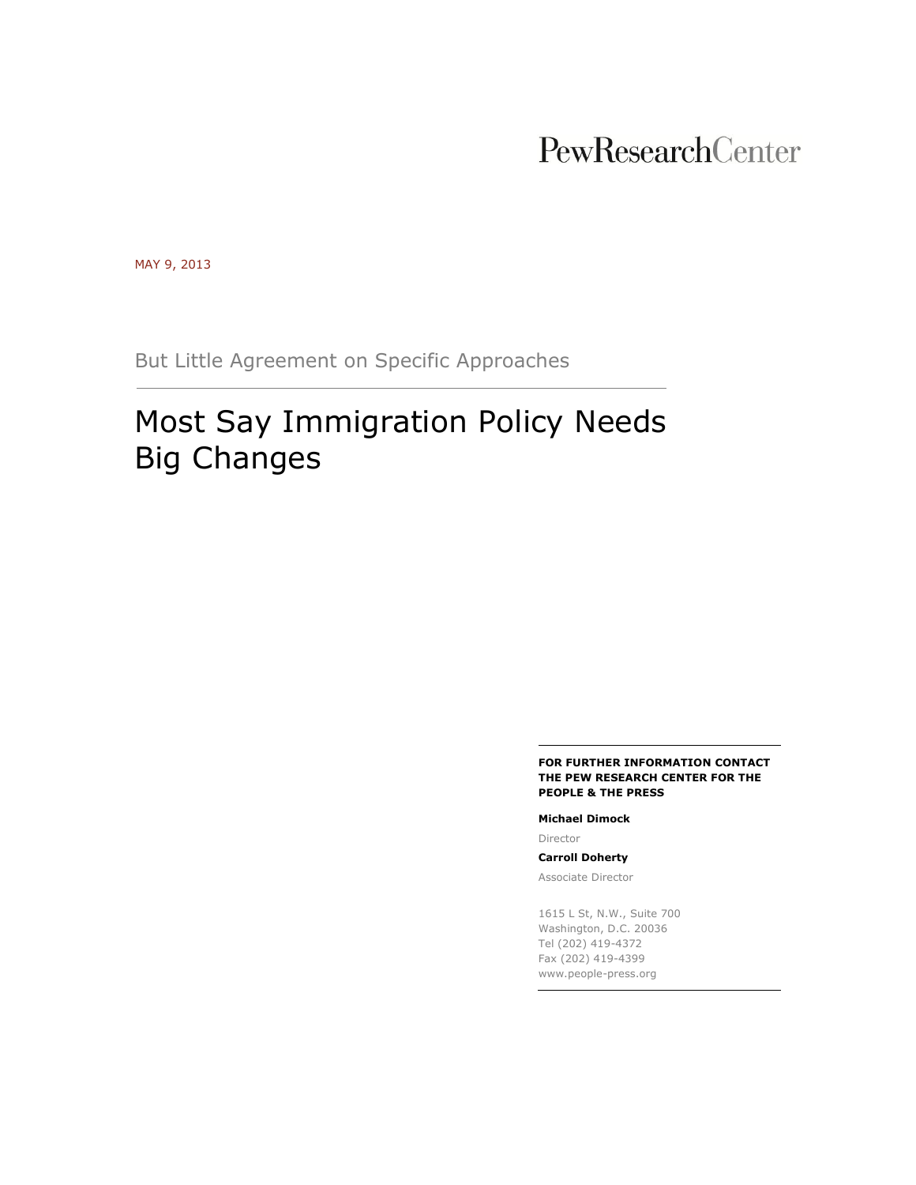PewResearchCenter

MAY 9, 2013

But Little Agreement on Specific Approaches

# Most Say Immigration Policy Needs Big Changes

**FOR FURTHER INFORMATION CONTACT THE PEW RESEARCH CENTER FOR THE PEOPLE & THE PRESS**

**Michael Dimock**

Director

**Carroll Doherty**

Associate Director

1615 L St, N.W., Suite 700
Washington, D.C. 20036
Tel (202) 419-4372
Fax (202) 419-4399
www.people-press.org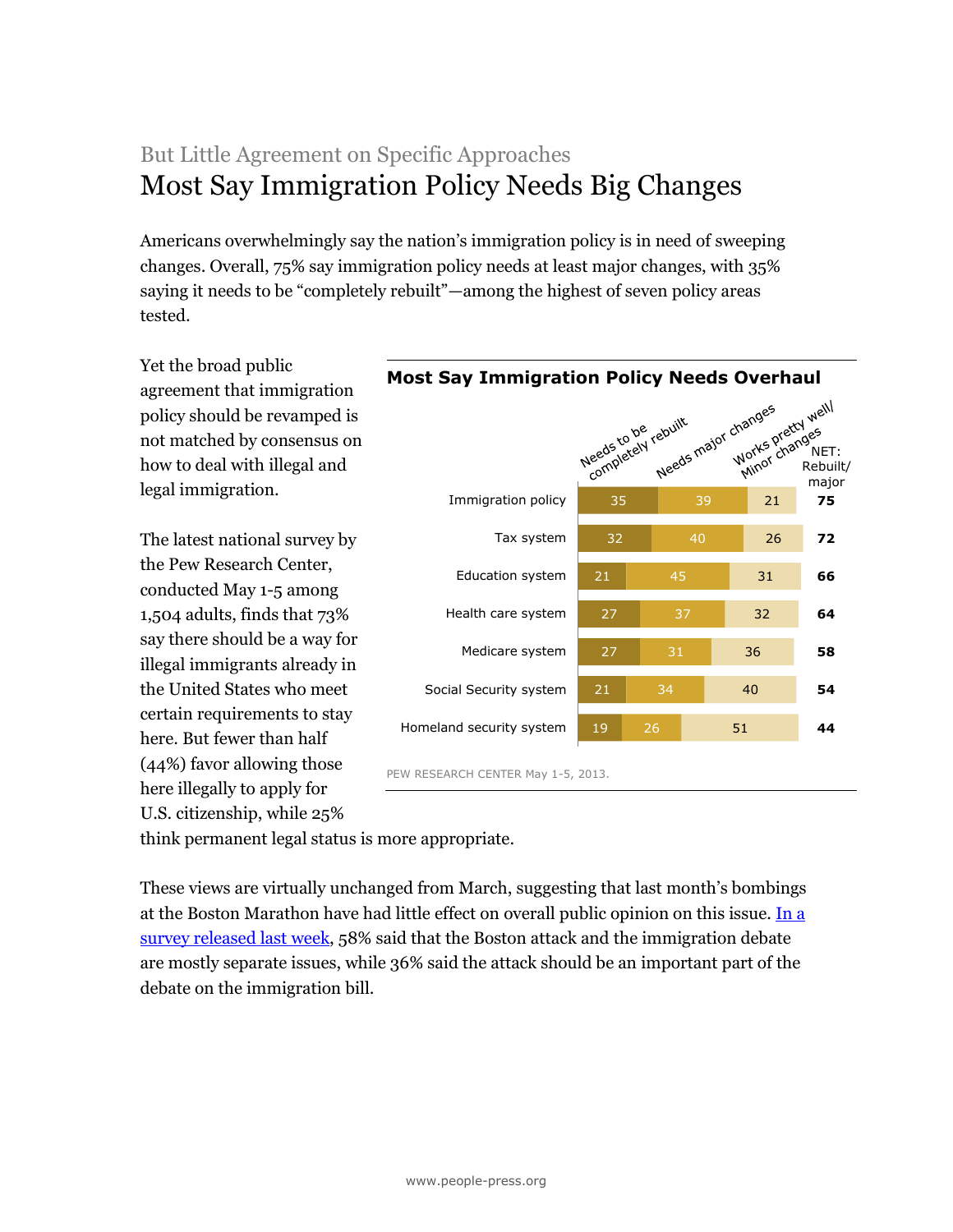## But Little Agreement on Specific Approaches

# Most Say Immigration Policy Needs Big Changes

Americans overwhelmingly say the nation's immigration policy is in need of sweeping changes. Overall, 75% say immigration policy needs at least major changes, with 35% saying it needs to be "completely rebuilt"—among the highest of seven policy areas tested.

Yet the broad public agreement that immigration policy should be revamped is not matched by consensus on how to deal with illegal and legal immigration.

**Most Say Immigration Policy Needs Overhaul**

| | Needs to be completely rebuilt | Needs major changes | Works pretty well/ Minor changes | NET: Rebuilt/ major |
|---|---|---|---|---|
| Immigration policy | 35 | 39 | 21 | **75** |
| Tax system | 32 | 40 | 26 | **72** |
| Education system | 21 | 45 | 31 | **66** |
| Health care system | 27 | 37 | 32 | **64** |
| Medicare system | 27 | 31 | 36 | **58** |
| Social Security system | 21 | 34 | 40 | **54** |
| Homeland security system | 19 | 26 | 51 | **44** |

PEW RESEARCH CENTER May 1-5, 2013.

The latest national survey by the Pew Research Center, conducted May 1-5 among 1,504 adults, finds that 73% say there should be a way for illegal immigrants already in the United States who meet certain requirements to stay here. But fewer than half (44%) favor allowing those here illegally to apply for U.S. citizenship, while 25% think permanent legal status is more appropriate.

These views are virtually unchanged from March, suggesting that last month's bombings at the Boston Marathon have had little effect on overall public opinion on this issue. In a survey released last week, 58% said that the Boston attack and the immigration debate are mostly separate issues, while 36% said the attack should be an important part of the debate on the immigration bill.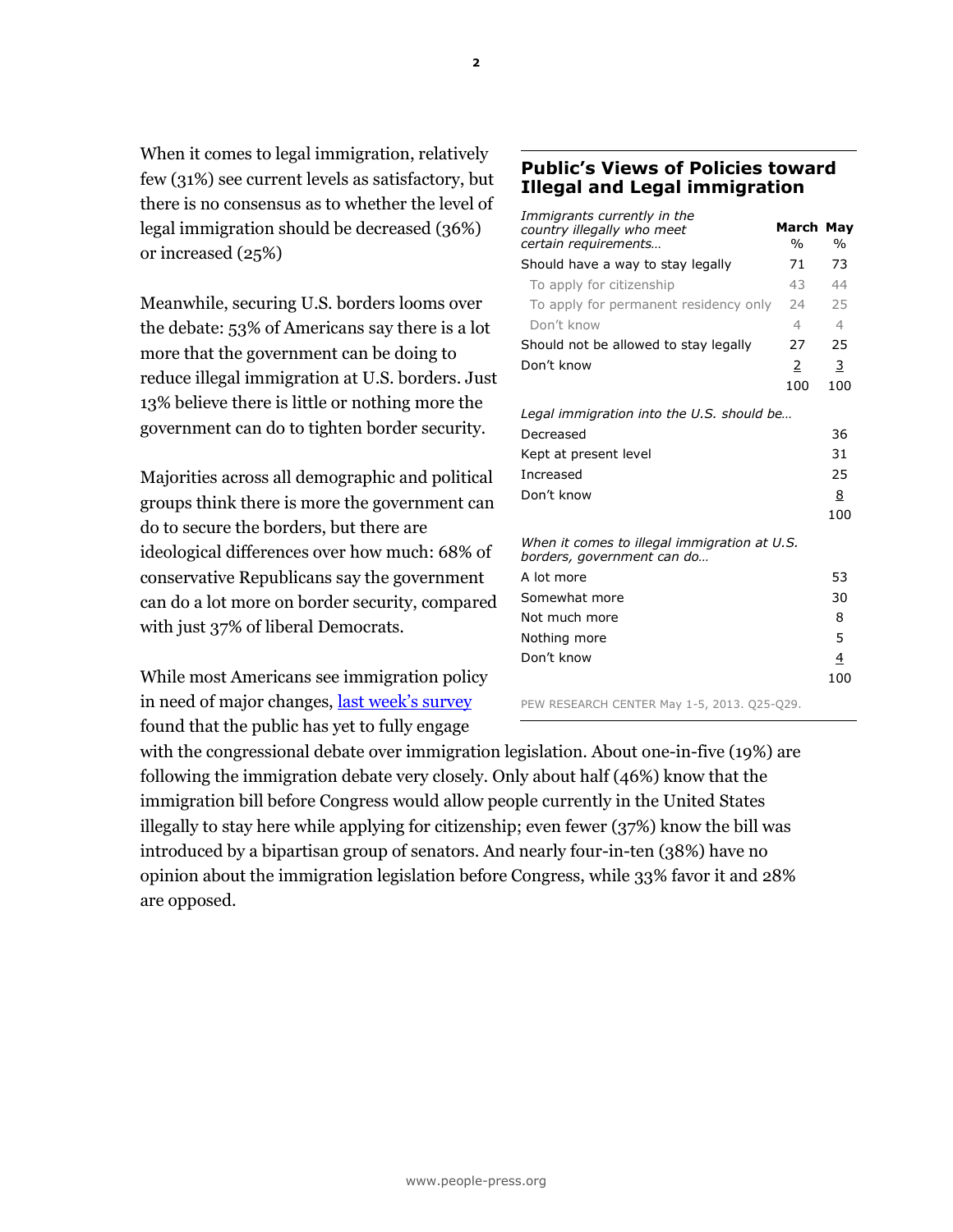When it comes to legal immigration, relatively few (31%) see current levels as satisfactory, but there is no consensus as to whether the level of legal immigration should be decreased (36%) or increased (25%)

Meanwhile, securing U.S. borders looms over the debate: 53% of Americans say there is a lot more that the government can be doing to reduce illegal immigration at U.S. borders. Just 13% believe there is little or nothing more the government can do to tighten border security.

Majorities across all demographic and political groups think there is more the government can do to secure the borders, but there are ideological differences over how much: 68% of conservative Republicans say the government can do a lot more on border security, compared with just 37% of liberal Democrats.

While most Americans see immigration policy in need of major changes, [last week's survey](#) found that the public has yet to fully engage with the congressional debate over immigration legislation. About one-in-five (19%) are following the immigration debate very closely. Only about half (46%) know that the immigration bill before Congress would allow people currently in the United States illegally to stay here while applying for citizenship; even fewer (37%) know the bill was introduced by a bipartisan group of senators. And nearly four-in-ten (38%) have no opinion about the immigration legislation before Congress, while 33% favor it and 28% are opposed.

### Public's Views of Policies toward Illegal and Legal immigration

| *Immigrants currently in the country illegally who meet certain requirements…* | March % | May % |
|---|---|---|
| Should have a way to stay legally | 71 | 73 |
| To apply for citizenship | 43 | 44 |
| To apply for permanent residency only | 24 | 25 |
| Don't know | 4 | 4 |
| Should not be allowed to stay legally | 27 | 25 |
| Don't know | 2 | 3 |
| | 100 | 100 |
| *Legal immigration into the U.S. should be…* | | |
| Decreased | | 36 |
| Kept at present level | | 31 |
| Increased | | 25 |
| Don't know | | 8 |
| | | 100 |
| *When it comes to illegal immigration at U.S. borders, government can do…* | | |
| A lot more | | 53 |
| Somewhat more | | 30 |
| Not much more | | 8 |
| Nothing more | | 5 |
| Don't know | | 4 |
| | | 100 |

PEW RESEARCH CENTER May 1-5, 2013. Q25-Q29.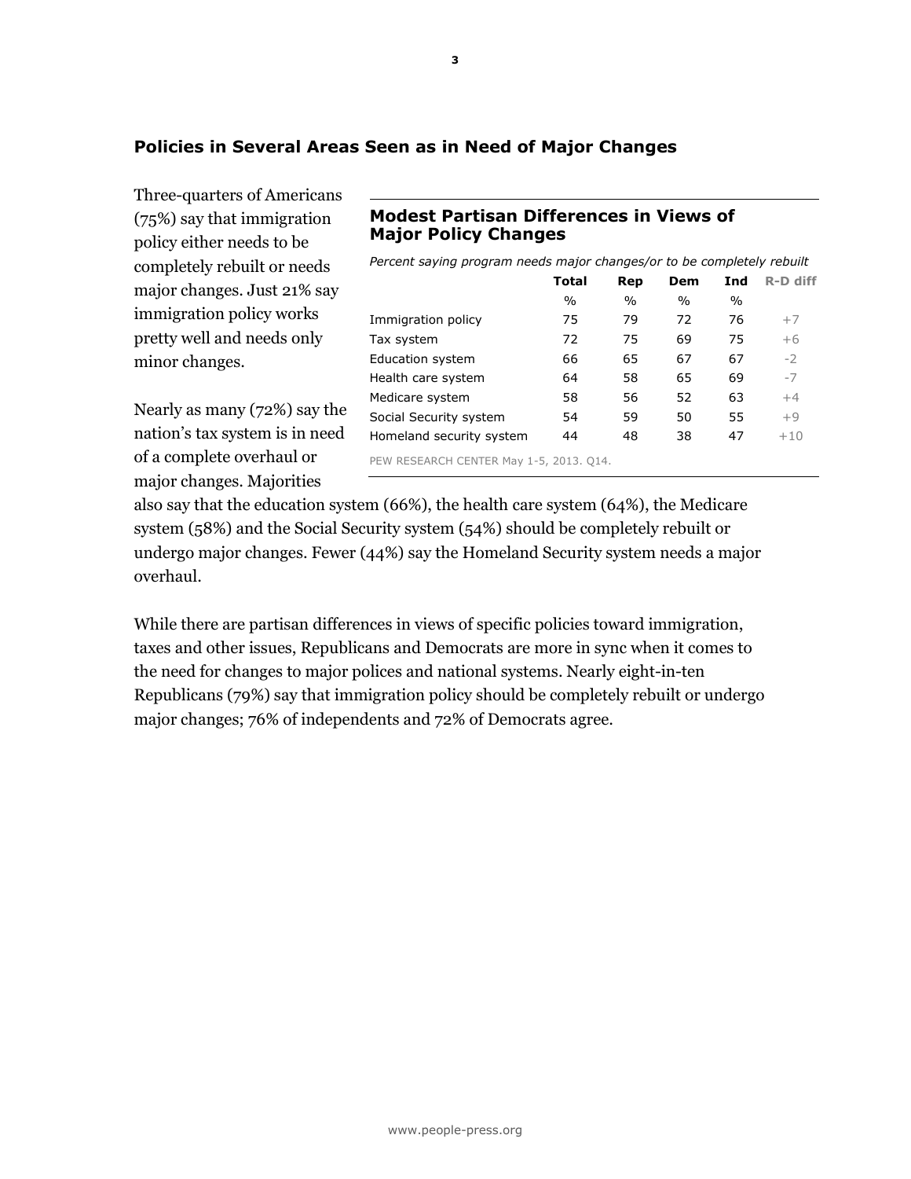## Policies in Several Areas Seen as in Need of Major Changes

Three-quarters of Americans (75%) say that immigration policy either needs to be completely rebuilt or needs major changes. Just 21% say immigration policy works pretty well and needs only minor changes.

Nearly as many (72%) say the nation's tax system is in need of a complete overhaul or major changes. Majorities also say that the education system (66%), the health care system (64%), the Medicare system (58%) and the Social Security system (54%) should be completely rebuilt or undergo major changes. Fewer (44%) say the Homeland Security system needs a major overhaul.

### Modest Partisan Differences in Views of Major Policy Changes

*Percent saying program needs major changes/or to be completely rebuilt*

| | Total | Rep | Dem | Ind | R-D diff |
|---|---|---|---|---|---|
| | % | % | % | % | |
| Immigration policy | 75 | 79 | 72 | 76 | +7 |
| Tax system | 72 | 75 | 69 | 75 | +6 |
| Education system | 66 | 65 | 67 | 67 | -2 |
| Health care system | 64 | 58 | 65 | 69 | -7 |
| Medicare system | 58 | 56 | 52 | 63 | +4 |
| Social Security system | 54 | 59 | 50 | 55 | +9 |
| Homeland security system | 44 | 48 | 38 | 47 | +10 |

PEW RESEARCH CENTER May 1-5, 2013. Q14.

While there are partisan differences in views of specific policies toward immigration, taxes and other issues, Republicans and Democrats are more in sync when it comes to the need for changes to major polices and national systems. Nearly eight-in-ten Republicans (79%) say that immigration policy should be completely rebuilt or undergo major changes; 76% of independents and 72% of Democrats agree.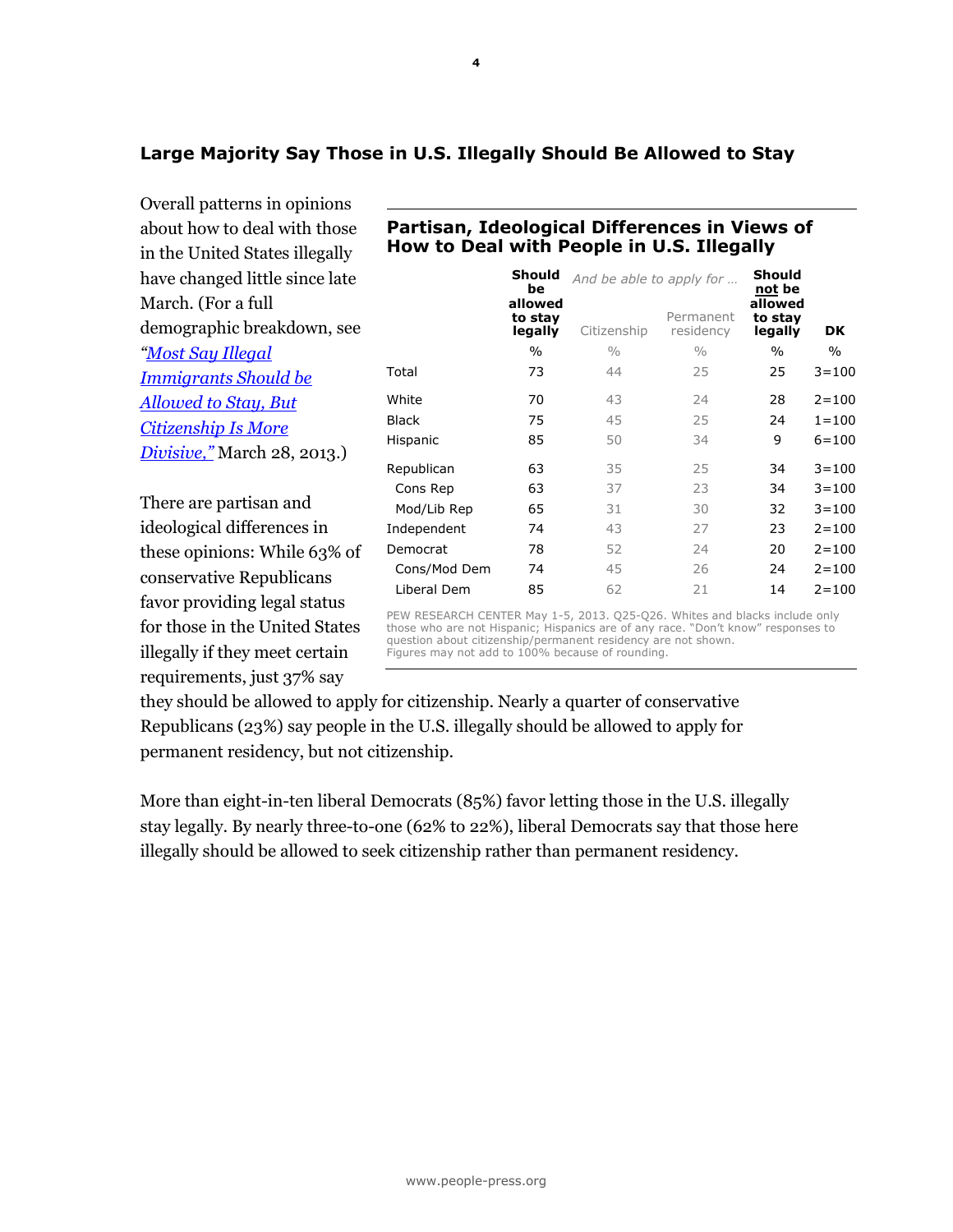## Large Majority Say Those in U.S. Illegally Should Be Allowed to Stay

Overall patterns in opinions about how to deal with those in the United States illegally have changed little since late March. (For a full demographic breakdown, see *"Most Say Illegal Immigrants Should be Allowed to Stay, But Citizenship Is More Divisive,"* March 28, 2013.)

There are partisan and ideological differences in these opinions: While 63% of conservative Republicans favor providing legal status for those in the United States illegally if they meet certain requirements, just 37% say they should be allowed to apply for citizenship. Nearly a quarter of conservative Republicans (23%) say people in the U.S. illegally should be allowed to apply for permanent residency, but not citizenship.

More than eight-in-ten liberal Democrats (85%) favor letting those in the U.S. illegally stay legally. By nearly three-to-one (62% to 22%), liberal Democrats say that those here illegally should be allowed to seek citizenship rather than permanent residency.

### Partisan, Ideological Differences in Views of How to Deal with People in U.S. Illegally

| | Should be allowed to stay legally | *And be able to apply for …* Citizenship | Permanent residency | Should not be allowed to stay legally | DK |
|---|---|---|---|---|---|
| | % | % | % | % | % |
| Total | 73 | 44 | 25 | 25 | 3=100 |
| White | 70 | 43 | 24 | 28 | 2=100 |
| Black | 75 | 45 | 25 | 24 | 1=100 |
| Hispanic | 85 | 50 | 34 | 9 | 6=100 |
| Republican | 63 | 35 | 25 | 34 | 3=100 |
| Cons Rep | 63 | 37 | 23 | 34 | 3=100 |
| Mod/Lib Rep | 65 | 31 | 30 | 32 | 3=100 |
| Independent | 74 | 43 | 27 | 23 | 2=100 |
| Democrat | 78 | 52 | 24 | 20 | 2=100 |
| Cons/Mod Dem | 74 | 45 | 26 | 24 | 2=100 |
| Liberal Dem | 85 | 62 | 21 | 14 | 2=100 |

PEW RESEARCH CENTER May 1-5, 2013. Q25-Q26. Whites and blacks include only those who are not Hispanic; Hispanics are of any race. "Don't know" responses to question about citizenship/permanent residency are not shown. Figures may not add to 100% because of rounding.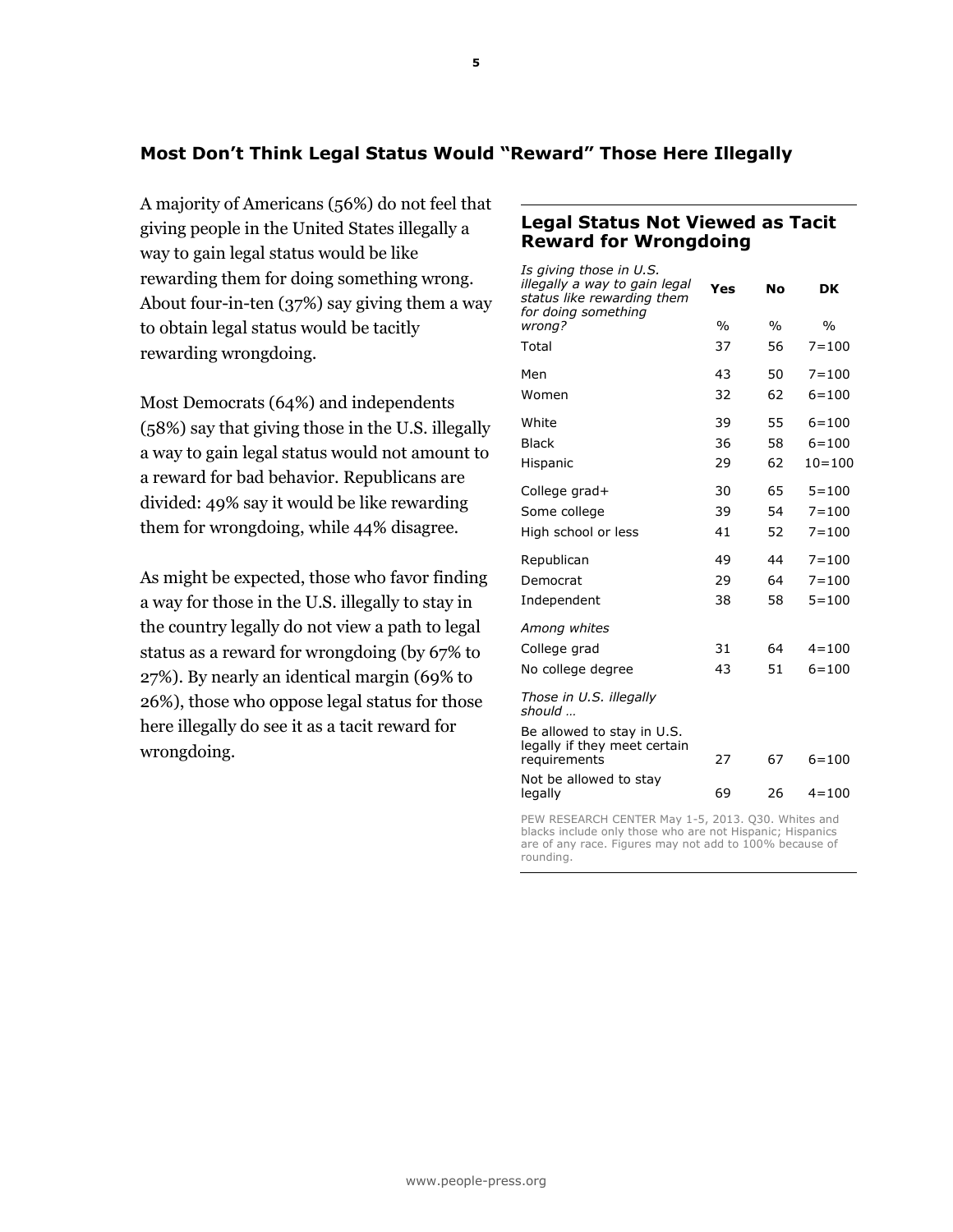## Most Don't Think Legal Status Would "Reward" Those Here Illegally

A majority of Americans (56%) do not feel that giving people in the United States illegally a way to gain legal status would be like rewarding them for doing something wrong. About four-in-ten (37%) say giving them a way to obtain legal status would be tacitly rewarding wrongdoing.

Most Democrats (64%) and independents (58%) say that giving those in the U.S. illegally a way to gain legal status would not amount to a reward for bad behavior. Republicans are divided: 49% say it would be like rewarding them for wrongdoing, while 44% disagree.

As might be expected, those who favor finding a way for those in the U.S. illegally to stay in the country legally do not view a path to legal status as a reward for wrongdoing (by 67% to 27%). By nearly an identical margin (69% to 26%), those who oppose legal status for those here illegally do see it as a tacit reward for wrongdoing.

### Legal Status Not Viewed as Tacit Reward for Wrongdoing

| *Is giving those in U.S. illegally a way to gain legal status like rewarding them for doing something wrong?* | Yes | No | DK |
|---|---|---|---|
| | % | % | % |
| Total | 37 | 56 | 7=100 |
| Men | 43 | 50 | 7=100 |
| Women | 32 | 62 | 6=100 |
| White | 39 | 55 | 6=100 |
| Black | 36 | 58 | 6=100 |
| Hispanic | 29 | 62 | 10=100 |
| College grad+ | 30 | 65 | 5=100 |
| Some college | 39 | 54 | 7=100 |
| High school or less | 41 | 52 | 7=100 |
| Republican | 49 | 44 | 7=100 |
| Democrat | 29 | 64 | 7=100 |
| Independent | 38 | 58 | 5=100 |
| *Among whites* | | | |
| College grad | 31 | 64 | 4=100 |
| No college degree | 43 | 51 | 6=100 |
| *Those in U.S. illegally should …* | | | |
| Be allowed to stay in U.S. legally if they meet certain requirements | 27 | 67 | 6=100 |
| Not be allowed to stay legally | 69 | 26 | 4=100 |

PEW RESEARCH CENTER May 1-5, 2013. Q30. Whites and blacks include only those who are not Hispanic; Hispanics are of any race. Figures may not add to 100% because of rounding.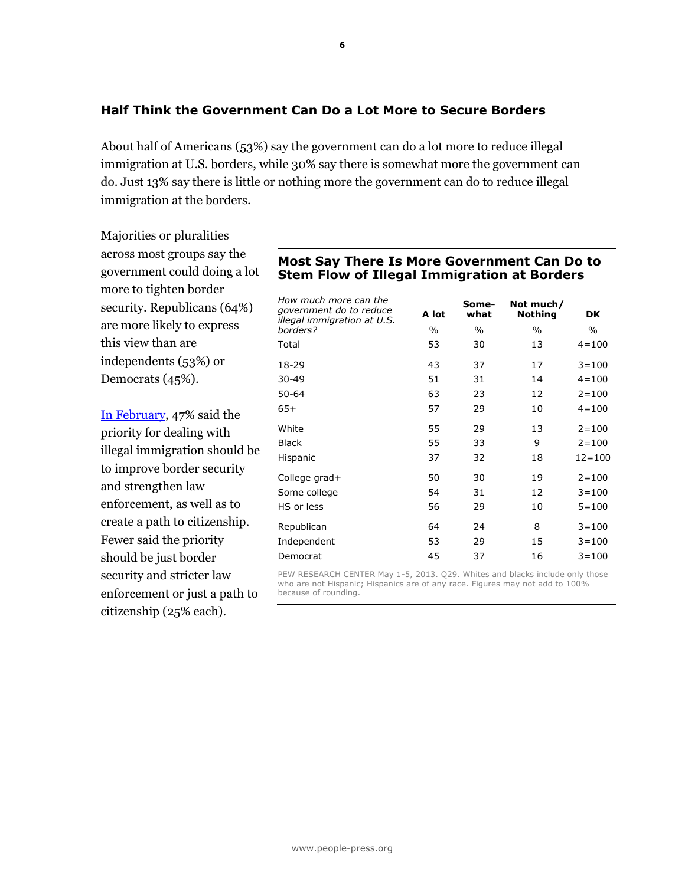## Half Think the Government Can Do a Lot More to Secure Borders

About half of Americans (53%) say the government can do a lot more to reduce illegal immigration at U.S. borders, while 30% say there is somewhat more the government can do. Just 13% say there is little or nothing more the government can do to reduce illegal immigration at the borders.

Majorities or pluralities across most groups say the government could doing a lot more to tighten border security. Republicans (64%) are more likely to express this view than are independents (53%) or Democrats (45%).

In February, 47% said the priority for dealing with illegal immigration should be to improve border security and strengthen law enforcement, as well as to create a path to citizenship. Fewer said the priority should be just border security and stricter law enforcement or just a path to citizenship (25% each).

### Most Say There Is More Government Can Do to Stem Flow of Illegal Immigration at Borders

| *How much more can the government do to reduce illegal immigration at U.S. borders?* | A lot | Some-what | Not much/ Nothing | DK |
|---|---|---|---|---|
| | % | % | % | % |
| Total | 53 | 30 | 13 | 4=100 |
| 18-29 | 43 | 37 | 17 | 3=100 |
| 30-49 | 51 | 31 | 14 | 4=100 |
| 50-64 | 63 | 23 | 12 | 2=100 |
| 65+ | 57 | 29 | 10 | 4=100 |
| White | 55 | 29 | 13 | 2=100 |
| Black | 55 | 33 | 9 | 2=100 |
| Hispanic | 37 | 32 | 18 | 12=100 |
| College grad+ | 50 | 30 | 19 | 2=100 |
| Some college | 54 | 31 | 12 | 3=100 |
| HS or less | 56 | 29 | 10 | 5=100 |
| Republican | 64 | 24 | 8 | 3=100 |
| Independent | 53 | 29 | 15 | 3=100 |
| Democrat | 45 | 37 | 16 | 3=100 |

PEW RESEARCH CENTER May 1-5, 2013. Q29. Whites and blacks include only those who are not Hispanic; Hispanics are of any race. Figures may not add to 100% because of rounding.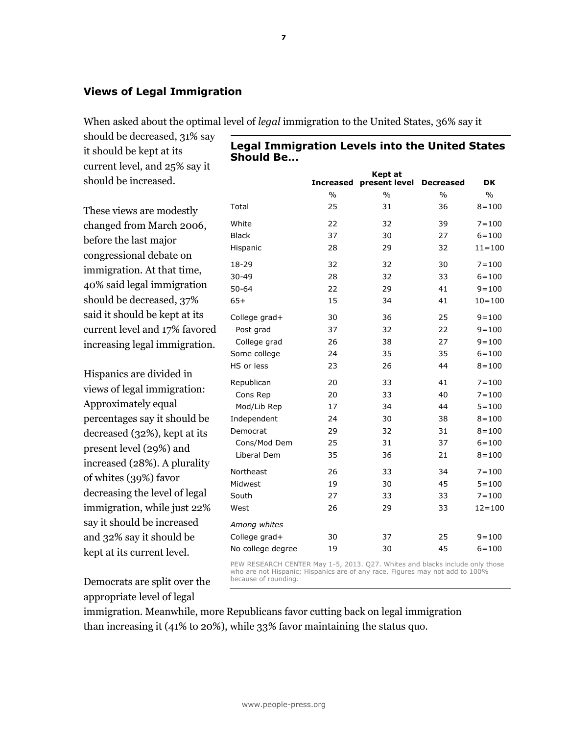## Views of Legal Immigration

When asked about the optimal level of *legal* immigration to the United States, 36% say it should be decreased, 31% say it should be kept at its current level, and 25% say it should be increased.

These views are modestly changed from March 2006, before the last major congressional debate on immigration. At that time, 40% said legal immigration should be decreased, 37% said it should be kept at its current level and 17% favored increasing legal immigration.

Hispanics are divided in views of legal immigration: Approximately equal percentages say it should be decreased (32%), kept at its present level (29%) and increased (28%). A plurality of whites (39%) favor decreasing the level of legal immigration, while just 22% say it should be increased and 32% say it should be kept at its current level.

Democrats are split over the appropriate level of legal immigration. Meanwhile, more Republicans favor cutting back on legal immigration than increasing it (41% to 20%), while 33% favor maintaining the status quo.

**Legal Immigration Levels into the United States Should Be…**

| | Increased | Kept at present level | Decreased | DK |
|---|---|---|---|---|
| | % | % | % | % |
| Total | 25 | 31 | 36 | 8=100 |
| White | 22 | 32 | 39 | 7=100 |
| Black | 37 | 30 | 27 | 6=100 |
| Hispanic | 28 | 29 | 32 | 11=100 |
| 18-29 | 32 | 32 | 30 | 7=100 |
| 30-49 | 28 | 32 | 33 | 6=100 |
| 50-64 | 22 | 29 | 41 | 9=100 |
| 65+ | 15 | 34 | 41 | 10=100 |
| College grad+ | 30 | 36 | 25 | 9=100 |
| Post grad | 37 | 32 | 22 | 9=100 |
| College grad | 26 | 38 | 27 | 9=100 |
| Some college | 24 | 35 | 35 | 6=100 |
| HS or less | 23 | 26 | 44 | 8=100 |
| Republican | 20 | 33 | 41 | 7=100 |
| Cons Rep | 20 | 33 | 40 | 7=100 |
| Mod/Lib Rep | 17 | 34 | 44 | 5=100 |
| Independent | 24 | 30 | 38 | 8=100 |
| Democrat | 29 | 32 | 31 | 8=100 |
| Cons/Mod Dem | 25 | 31 | 37 | 6=100 |
| Liberal Dem | 35 | 36 | 21 | 8=100 |
| Northeast | 26 | 33 | 34 | 7=100 |
| Midwest | 19 | 30 | 45 | 5=100 |
| South | 27 | 33 | 33 | 7=100 |
| West | 26 | 29 | 33 | 12=100 |
| *Among whites* | | | | |
| College grad+ | 30 | 37 | 25 | 9=100 |
| No college degree | 19 | 30 | 45 | 6=100 |

PEW RESEARCH CENTER May 1-5, 2013. Q27. Whites and blacks include only those who are not Hispanic; Hispanics are of any race. Figures may not add to 100% because of rounding.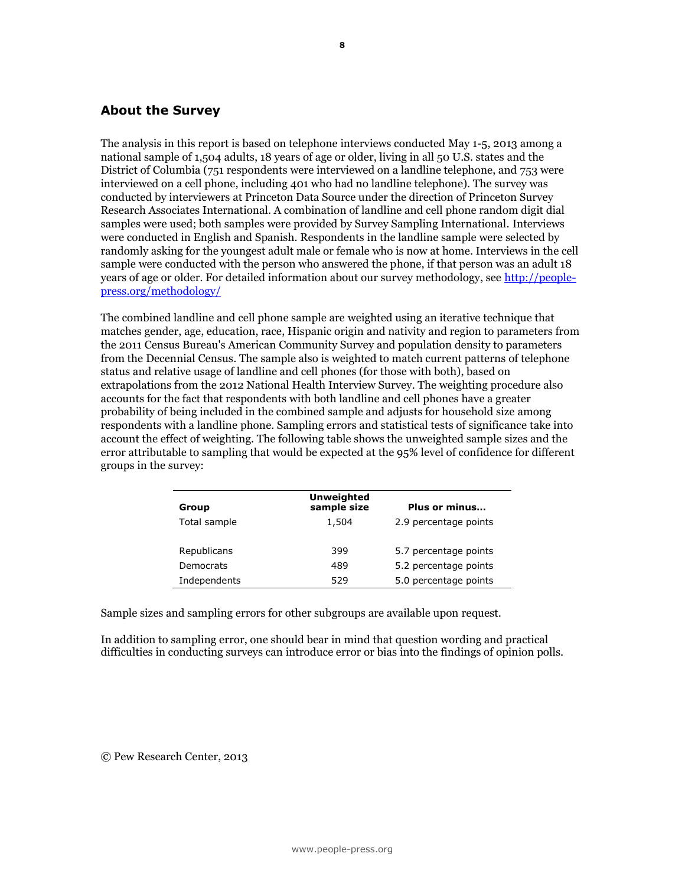## About the Survey

The analysis in this report is based on telephone interviews conducted May 1-5, 2013 among a national sample of 1,504 adults, 18 years of age or older, living in all 50 U.S. states and the District of Columbia (751 respondents were interviewed on a landline telephone, and 753 were interviewed on a cell phone, including 401 who had no landline telephone). The survey was conducted by interviewers at Princeton Data Source under the direction of Princeton Survey Research Associates International. A combination of landline and cell phone random digit dial samples were used; both samples were provided by Survey Sampling International. Interviews were conducted in English and Spanish. Respondents in the landline sample were selected by randomly asking for the youngest adult male or female who is now at home. Interviews in the cell sample were conducted with the person who answered the phone, if that person was an adult 18 years of age or older. For detailed information about our survey methodology, see [http://people-press.org/methodology/](http://people-press.org/methodology/)

The combined landline and cell phone sample are weighted using an iterative technique that matches gender, age, education, race, Hispanic origin and nativity and region to parameters from the 2011 Census Bureau's American Community Survey and population density to parameters from the Decennial Census. The sample also is weighted to match current patterns of telephone status and relative usage of landline and cell phones (for those with both), based on extrapolations from the 2012 National Health Interview Survey. The weighting procedure also accounts for the fact that respondents with both landline and cell phones have a greater probability of being included in the combined sample and adjusts for household size among respondents with a landline phone. Sampling errors and statistical tests of significance take into account the effect of weighting. The following table shows the unweighted sample sizes and the error attributable to sampling that would be expected at the 95% level of confidence for different groups in the survey:

| Group | Unweighted sample size | Plus or minus… |
|---|---|---|
| Total sample | 1,504 | 2.9 percentage points |
| | | |
| Republicans | 399 | 5.7 percentage points |
| Democrats | 489 | 5.2 percentage points |
| Independents | 529 | 5.0 percentage points |

Sample sizes and sampling errors for other subgroups are available upon request.

In addition to sampling error, one should bear in mind that question wording and practical difficulties in conducting surveys can introduce error or bias into the findings of opinion polls.

© Pew Research Center, 2013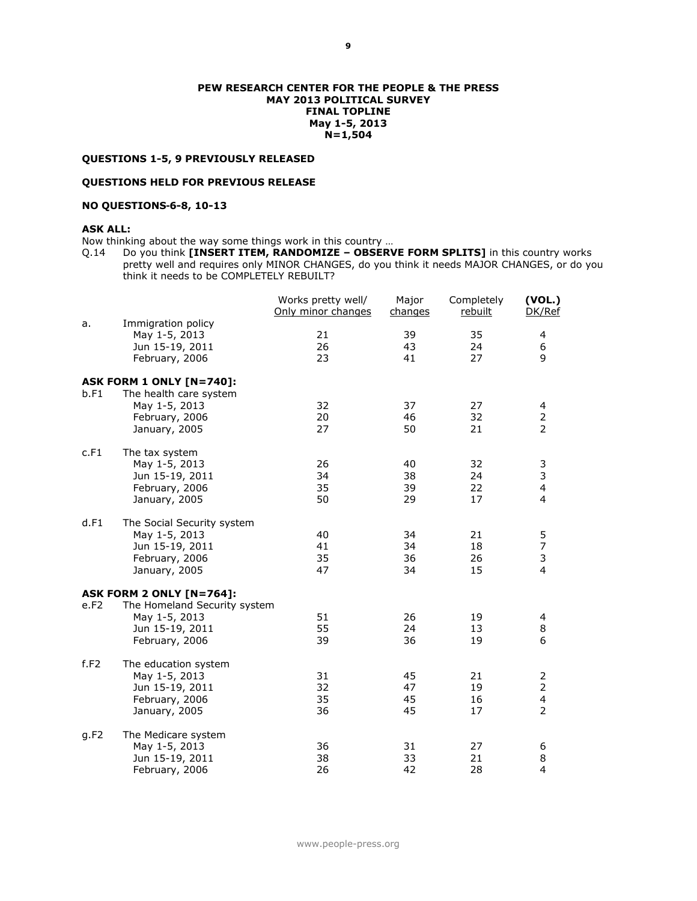**PEW RESEARCH CENTER FOR THE PEOPLE & THE PRESS**
**MAY 2013 POLITICAL SURVEY**
**FINAL TOPLINE**
**May 1-5, 2013**
**N=1,504**

**QUESTIONS 1-5, 9 PREVIOUSLY RELEASED**

**QUESTIONS HELD FOR PREVIOUS RELEASE**

**NO QUESTIONS-6-8, 10-13**

**ASK ALL:**
Now thinking about the way some things work in this country …

Q.14 Do you think **[INSERT ITEM, RANDOMIZE – OBSERVE FORM SPLITS]** in this country works pretty well and requires only MINOR CHANGES, do you think it needs MAJOR CHANGES, or do you think it needs to be COMPLETELY REBUILT?

| | | Works pretty well/ Only minor changes | Major changes | Completely rebuilt | **(VOL.)** DK/Ref |
|---|---|---|---|---|---|
| a. | Immigration policy | | | | |
| | May 1-5, 2013 | 21 | 39 | 35 | 4 |
| | Jun 15-19, 2011 | 26 | 43 | 24 | 6 |
| | February, 2006 | 23 | 41 | 27 | 9 |
| | **ASK FORM 1 ONLY [N=740]:** | | | | |
| b.F1 | The health care system | | | | |
| | May 1-5, 2013 | 32 | 37 | 27 | 4 |
| | February, 2006 | 20 | 46 | 32 | 2 |
| | January, 2005 | 27 | 50 | 21 | 2 |
| c.F1 | The tax system | | | | |
| | May 1-5, 2013 | 26 | 40 | 32 | 3 |
| | Jun 15-19, 2011 | 34 | 38 | 24 | 3 |
| | February, 2006 | 35 | 39 | 22 | 4 |
| | January, 2005 | 50 | 29 | 17 | 4 |
| d.F1 | The Social Security system | | | | |
| | May 1-5, 2013 | 40 | 34 | 21 | 5 |
| | Jun 15-19, 2011 | 41 | 34 | 18 | 7 |
| | February, 2006 | 35 | 36 | 26 | 3 |
| | January, 2005 | 47 | 34 | 15 | 4 |
| | **ASK FORM 2 ONLY [N=764]:** | | | | |
| e.F2 | The Homeland Security system | | | | |
| | May 1-5, 2013 | 51 | 26 | 19 | 4 |
| | Jun 15-19, 2011 | 55 | 24 | 13 | 8 |
| | February, 2006 | 39 | 36 | 19 | 6 |
| f.F2 | The education system | | | | |
| | May 1-5, 2013 | 31 | 45 | 21 | 2 |
| | Jun 15-19, 2011 | 32 | 47 | 19 | 2 |
| | February, 2006 | 35 | 45 | 16 | 4 |
| | January, 2005 | 36 | 45 | 17 | 2 |
| g.F2 | The Medicare system | | | | |
| | May 1-5, 2013 | 36 | 31 | 27 | 6 |
| | Jun 15-19, 2011 | 38 | 33 | 21 | 8 |
| | February, 2006 | 26 | 42 | 28 | 4 |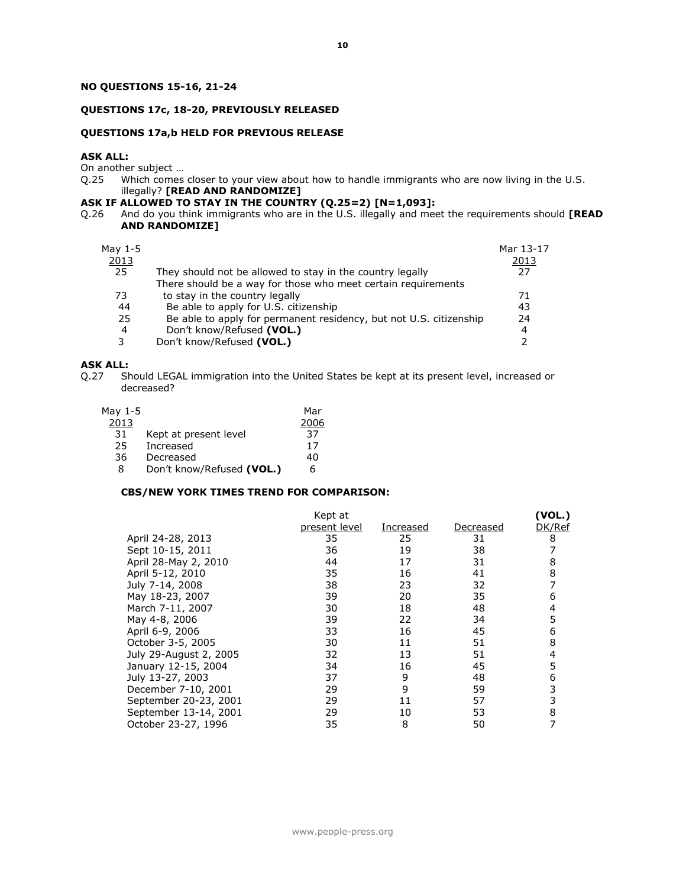**NO QUESTIONS 15-16, 21-24**

**QUESTIONS 17c, 18-20, PREVIOUSLY RELEASED**

**QUESTIONS 17a,b HELD FOR PREVIOUS RELEASE**

**ASK ALL:**

On another subject …

Q.25 Which comes closer to your view about how to handle immigrants who are now living in the U.S. illegally? **[READ AND RANDOMIZE]**

**ASK IF ALLOWED TO STAY IN THE COUNTRY (Q.25=2) [N=1,093]:**

Q.26 And do you think immigrants who are in the U.S. illegally and meet the requirements should **[READ AND RANDOMIZE]**

| May 1-5 2013 | | Mar 13-17 2013 |
|---|---|---|
| 25 | They should not be allowed to stay in the country legally | 27 |
| 73 | There should be a way for those who meet certain requirements to stay in the country legally | 71 |
| 44 | Be able to apply for U.S. citizenship | 43 |
| 25 | Be able to apply for permanent residency, but not U.S. citizenship | 24 |
| 4 | Don't know/Refused **(VOL.)** | 4 |
| 3 | Don't know/Refused **(VOL.)** | 2 |

**ASK ALL:**

Q.27 Should LEGAL immigration into the United States be kept at its present level, increased or decreased?

| May 1-5 2013 | | Mar 2006 |
|---|---|---|
| 31 | Kept at present level | 37 |
| 25 | Increased | 17 |
| 36 | Decreased | 40 |
| 8 | Don't know/Refused **(VOL.)** | 6 |

**CBS/NEW YORK TIMES TREND FOR COMPARISON:**

| | Kept at present level | Increased | Decreased | **(VOL.)** DK/Ref |
|---|---|---|---|---|
| April 24-28, 2013 | 35 | 25 | 31 | 8 |
| Sept 10-15, 2011 | 36 | 19 | 38 | 7 |
| April 28-May 2, 2010 | 44 | 17 | 31 | 8 |
| April 5-12, 2010 | 35 | 16 | 41 | 8 |
| July 7-14, 2008 | 38 | 23 | 32 | 7 |
| May 18-23, 2007 | 39 | 20 | 35 | 6 |
| March 7-11, 2007 | 30 | 18 | 48 | 4 |
| May 4-8, 2006 | 39 | 22 | 34 | 5 |
| April 6-9, 2006 | 33 | 16 | 45 | 6 |
| October 3-5, 2005 | 30 | 11 | 51 | 8 |
| July 29-August 2, 2005 | 32 | 13 | 51 | 4 |
| January 12-15, 2004 | 34 | 16 | 45 | 5 |
| July 13-27, 2003 | 37 | 9 | 48 | 6 |
| December 7-10, 2001 | 29 | 9 | 59 | 3 |
| September 20-23, 2001 | 29 | 11 | 57 | 3 |
| September 13-14, 2001 | 29 | 10 | 53 | 8 |
| October 23-27, 1996 | 35 | 8 | 50 | 7 |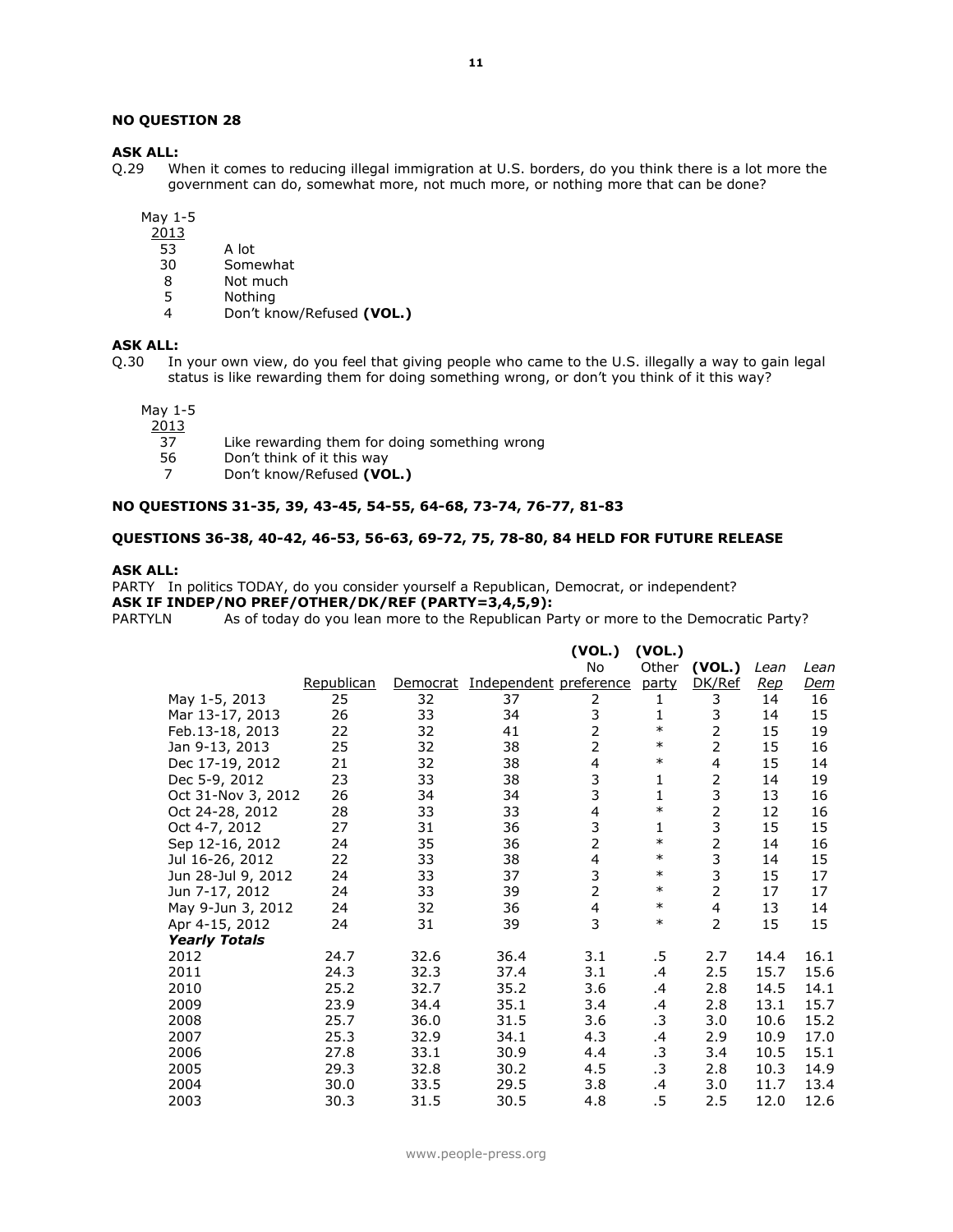**NO QUESTION 28**

**ASK ALL:**

Q.29 When it comes to reducing illegal immigration at U.S. borders, do you think there is a lot more the government can do, somewhat more, not much more, or nothing more that can be done?

| May 1-5 2013 | |
|---|---|
| 53 | A lot |
| 30 | Somewhat |
| 8 | Not much |
| 5 | Nothing |
| 4 | Don't know/Refused **(VOL.)** |

**ASK ALL:**

Q.30 In your own view, do you feel that giving people who came to the U.S. illegally a way to gain legal status is like rewarding them for doing something wrong, or don't you think of it this way?

| May 1-5 2013 | |
|---|---|
| 37 | Like rewarding them for doing something wrong |
| 56 | Don't think of it this way |
| 7 | Don't know/Refused **(VOL.)** |

**NO QUESTIONS 31-35, 39, 43-45, 54-55, 64-68, 73-74, 76-77, 81-83**

**QUESTIONS 36-38, 40-42, 46-53, 56-63, 69-72, 75, 78-80, 84 HELD FOR FUTURE RELEASE**

**ASK ALL:**

PARTY In politics TODAY, do you consider yourself a Republican, Democrat, or independent?

**ASK IF INDEP/NO PREF/OTHER/DK/REF (PARTY=3,4,5,9):**

PARTYLN As of today do you lean more to the Republican Party or more to the Democratic Party?

| | Republican | Democrat | Independent | (VOL.) No preference | (VOL.) Other party | (VOL.) DK/Ref | *Lean Rep* | *Lean Dem* |
|---|---|---|---|---|---|---|---|---|
| May 1-5, 2013 | 25 | 32 | 37 | 2 | 1 | 3 | 14 | 16 |
| Mar 13-17, 2013 | 26 | 33 | 34 | 3 | 1 | 3 | 14 | 15 |
| Feb.13-18, 2013 | 22 | 32 | 41 | 2 | * | 2 | 15 | 19 |
| Jan 9-13, 2013 | 25 | 32 | 38 | 2 | * | 2 | 15 | 16 |
| Dec 17-19, 2012 | 21 | 32 | 38 | 4 | * | 4 | 15 | 14 |
| Dec 5-9, 2012 | 23 | 33 | 38 | 3 | 1 | 2 | 14 | 19 |
| Oct 31-Nov 3, 2012 | 26 | 34 | 34 | 3 | 1 | 3 | 13 | 16 |
| Oct 24-28, 2012 | 28 | 33 | 33 | 4 | * | 2 | 12 | 16 |
| Oct 4-7, 2012 | 27 | 31 | 36 | 3 | 1 | 3 | 15 | 15 |
| Sep 12-16, 2012 | 24 | 35 | 36 | 2 | * | 2 | 14 | 16 |
| Jul 16-26, 2012 | 22 | 33 | 38 | 4 | * | 3 | 14 | 15 |
| Jun 28-Jul 9, 2012 | 24 | 33 | 37 | 3 | * | 3 | 15 | 17 |
| Jun 7-17, 2012 | 24 | 33 | 39 | 2 | * | 2 | 17 | 17 |
| May 9-Jun 3, 2012 | 24 | 32 | 36 | 4 | * | 4 | 13 | 14 |
| Apr 4-15, 2012 | 24 | 31 | 39 | 3 | * | 2 | 15 | 15 |
| ***Yearly Totals*** | | | | | | | | |
| 2012 | 24.7 | 32.6 | 36.4 | 3.1 | .5 | 2.7 | 14.4 | 16.1 |
| 2011 | 24.3 | 32.3 | 37.4 | 3.1 | .4 | 2.5 | 15.7 | 15.6 |
| 2010 | 25.2 | 32.7 | 35.2 | 3.6 | .4 | 2.8 | 14.5 | 14.1 |
| 2009 | 23.9 | 34.4 | 35.1 | 3.4 | .4 | 2.8 | 13.1 | 15.7 |
| 2008 | 25.7 | 36.0 | 31.5 | 3.6 | .3 | 3.0 | 10.6 | 15.2 |
| 2007 | 25.3 | 32.9 | 34.1 | 4.3 | .4 | 2.9 | 10.9 | 17.0 |
| 2006 | 27.8 | 33.1 | 30.9 | 4.4 | .3 | 3.4 | 10.5 | 15.1 |
| 2005 | 29.3 | 32.8 | 30.2 | 4.5 | .3 | 2.8 | 10.3 | 14.9 |
| 2004 | 30.0 | 33.5 | 29.5 | 3.8 | .4 | 3.0 | 11.7 | 13.4 |
| 2003 | 30.3 | 31.5 | 30.5 | 4.8 | .5 | 2.5 | 12.0 | 12.6 |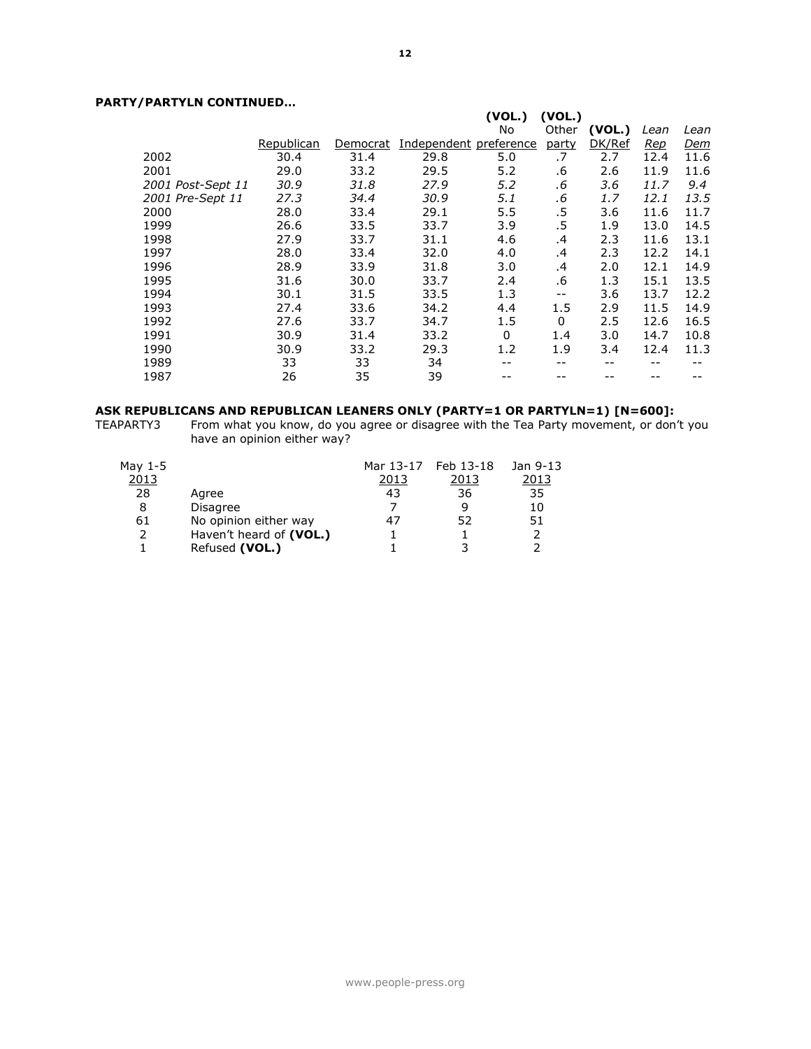**PARTY/PARTYLN CONTINUED…**

| | Republican | Democrat | Independent | (VOL.) No preference | (VOL.) Other party | (VOL.) DK/Ref | *Lean Rep* | *Lean Dem* |
|---|---|---|---|---|---|---|---|---|
| 2002 | 30.4 | 31.4 | 29.8 | 5.0 | .7 | 2.7 | 12.4 | 11.6 |
| 2001 | 29.0 | 33.2 | 29.5 | 5.2 | .6 | 2.6 | 11.9 | 11.6 |
| *2001 Post-Sept 11* | *30.9* | *31.8* | *27.9* | *5.2* | *.6* | *3.6* | *11.7* | *9.4* |
| *2001 Pre-Sept 11* | *27.3* | *34.4* | *30.9* | *5.1* | *.6* | *1.7* | *12.1* | *13.5* |
| 2000 | 28.0 | 33.4 | 29.1 | 5.5 | .5 | 3.6 | 11.6 | 11.7 |
| 1999 | 26.6 | 33.5 | 33.7 | 3.9 | .5 | 1.9 | 13.0 | 14.5 |
| 1998 | 27.9 | 33.7 | 31.1 | 4.6 | .4 | 2.3 | 11.6 | 13.1 |
| 1997 | 28.0 | 33.4 | 32.0 | 4.0 | .4 | 2.3 | 12.2 | 14.1 |
| 1996 | 28.9 | 33.9 | 31.8 | 3.0 | .4 | 2.0 | 12.1 | 14.9 |
| 1995 | 31.6 | 30.0 | 33.7 | 2.4 | .6 | 1.3 | 15.1 | 13.5 |
| 1994 | 30.1 | 31.5 | 33.5 | 1.3 | -- | 3.6 | 13.7 | 12.2 |
| 1993 | 27.4 | 33.6 | 34.2 | 4.4 | 1.5 | 2.9 | 11.5 | 14.9 |
| 1992 | 27.6 | 33.7 | 34.7 | 1.5 | 0 | 2.5 | 12.6 | 16.5 |
| 1991 | 30.9 | 31.4 | 33.2 | 0 | 1.4 | 3.0 | 14.7 | 10.8 |
| 1990 | 30.9 | 33.2 | 29.3 | 1.2 | 1.9 | 3.4 | 12.4 | 11.3 |
| 1989 | 33 | 33 | 34 | -- | -- | -- | -- | -- |
| 1987 | 26 | 35 | 39 | -- | -- | -- | -- | -- |

**ASK REPUBLICANS AND REPUBLICAN LEANERS ONLY (PARTY=1 OR PARTYLN=1) [N=600]:**

TEAPARTY3 From what you know, do you agree or disagree with the Tea Party movement, or don't you have an opinion either way?

| May 1-5 2013 | | Mar 13-17 2013 | Feb 13-18 2013 | Jan 9-13 2013 |
|---|---|---|---|---|
| 28 | Agree | 43 | 36 | 35 |
| 8 | Disagree | 7 | 9 | 10 |
| 61 | No opinion either way | 47 | 52 | 51 |
| 2 | Haven't heard of **(VOL.)** | 1 | 1 | 2 |
| 1 | Refused **(VOL.)** | 1 | 3 | 2 |